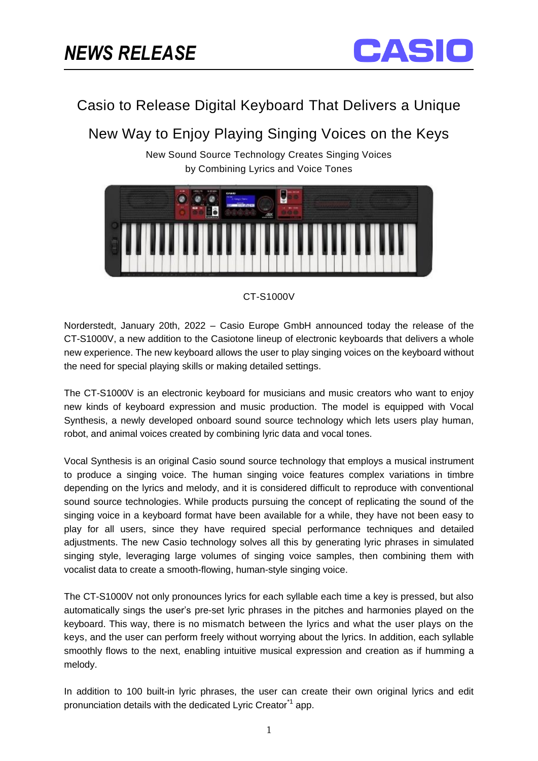*NEWS RELEASE*

# Casio to Release Digital Keyboard That Delivers a Unique New Way to Enjoy Playing Singing Voices on the Keys

New Sound Source Technology Creates Singing Voices by Combining Lyrics and Voice Tones

CT-S1000V

Norderstedt, January 20th, 2022 – Casio Europe GmbH announced today the release of the CT-S1000V, a new addition to the Casiotone lineup of electronic keyboards that delivers a whole new experience. The new keyboard allows the user to play singing voices on the keyboard without the need for special playing skills or making detailed settings.

The CT-S1000V is an electronic keyboard for musicians and music creators who want to enjoy new kinds of keyboard expression and music production. The model is equipped with Vocal Synthesis, a newly developed onboard sound source technology which lets users play human, robot, and animal voices created by combining lyric data and vocal tones.

Vocal Synthesis is an original Casio sound source technology that employs a musical instrument to produce a singing voice. The human singing voice features complex variations in timbre depending on the lyrics and melody, and it is considered difficult to reproduce with conventional sound source technologies. While products pursuing the concept of replicating the sound of the singing voice in a keyboard format have been available for a while, they have not been easy to play for all users, since they have required special performance techniques and detailed adjustments. The new Casio technology solves all this by generating lyric phrases in simulated singing style, leveraging large volumes of singing voice samples, then combining them with vocalist data to create a smooth-flowing, human-style singing voice.

The CT-S1000V not only pronounces lyrics for each syllable each time a key is pressed, but also automatically sings the user's pre-set lyric phrases in the pitches and harmonies played on the keyboard. This way, there is no mismatch between the lyrics and what the user plays on the keys, and the user can perform freely without worrying about the lyrics. In addition, each syllable smoothly flows to the next, enabling intuitive musical expression and creation as if humming a melody.

In addition to 100 built-in lyric phrases, the user can create their own original lyrics and edit pronunciation details with the dedicated Lyric Creator[*1] app.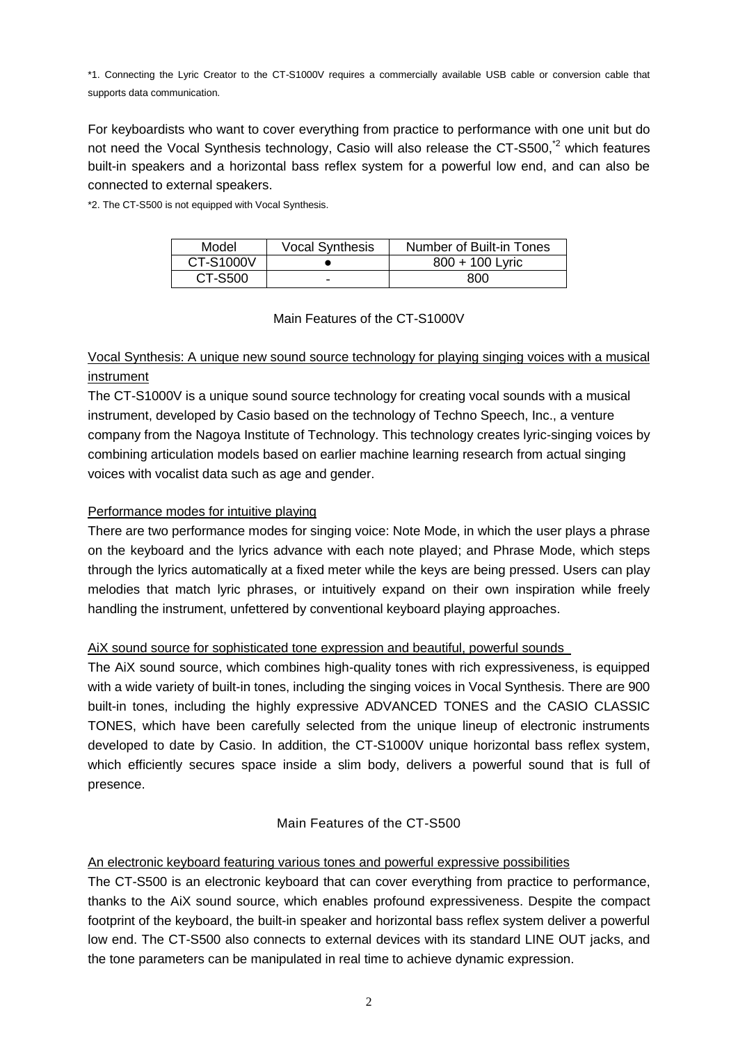*1. Connecting the Lyric Creator to the CT-S1000V requires a commercially available USB cable or conversion cable that supports data communication.

For keyboardists who want to cover everything from practice to performance with one unit but do not need the Vocal Synthesis technology, Casio will also release the CT-S500,[*2] which features built-in speakers and a horizontal bass reflex system for a powerful low end, and can also be connected to external speakers.

*2. The CT-S500 is not equipped with Vocal Synthesis.

| Model | Vocal Synthesis | Number of Built-in Tones |
|---|---|---|
| CT-S1000V | ● | 800 + 100 Lyric |
| CT-S500 | - | 800 |

## Main Features of the CT-S1000V

### Vocal Synthesis: A unique new sound source technology for playing singing voices with a musical instrument

The CT-S1000V is a unique sound source technology for creating vocal sounds with a musical instrument, developed by Casio based on the technology of Techno Speech, Inc., a venture company from the Nagoya Institute of Technology. This technology creates lyric-singing voices by combining articulation models based on earlier machine learning research from actual singing voices with vocalist data such as age and gender.

### Performance modes for intuitive playing

There are two performance modes for singing voice: Note Mode, in which the user plays a phrase on the keyboard and the lyrics advance with each note played; and Phrase Mode, which steps through the lyrics automatically at a fixed meter while the keys are being pressed. Users can play melodies that match lyric phrases, or intuitively expand on their own inspiration while freely handling the instrument, unfettered by conventional keyboard playing approaches.

### AiX sound source for sophisticated tone expression and beautiful, powerful sounds

The AiX sound source, which combines high-quality tones with rich expressiveness, is equipped with a wide variety of built-in tones, including the singing voices in Vocal Synthesis. There are 900 built-in tones, including the highly expressive ADVANCED TONES and the CASIO CLASSIC TONES, which have been carefully selected from the unique lineup of electronic instruments developed to date by Casio. In addition, the CT-S1000V unique horizontal bass reflex system, which efficiently secures space inside a slim body, delivers a powerful sound that is full of presence.

## Main Features of the CT-S500

### An electronic keyboard featuring various tones and powerful expressive possibilities

The CT-S500 is an electronic keyboard that can cover everything from practice to performance, thanks to the AiX sound source, which enables profound expressiveness. Despite the compact footprint of the keyboard, the built-in speaker and horizontal bass reflex system deliver a powerful low end. The CT-S500 also connects to external devices with its standard LINE OUT jacks, and the tone parameters can be manipulated in real time to achieve dynamic expression.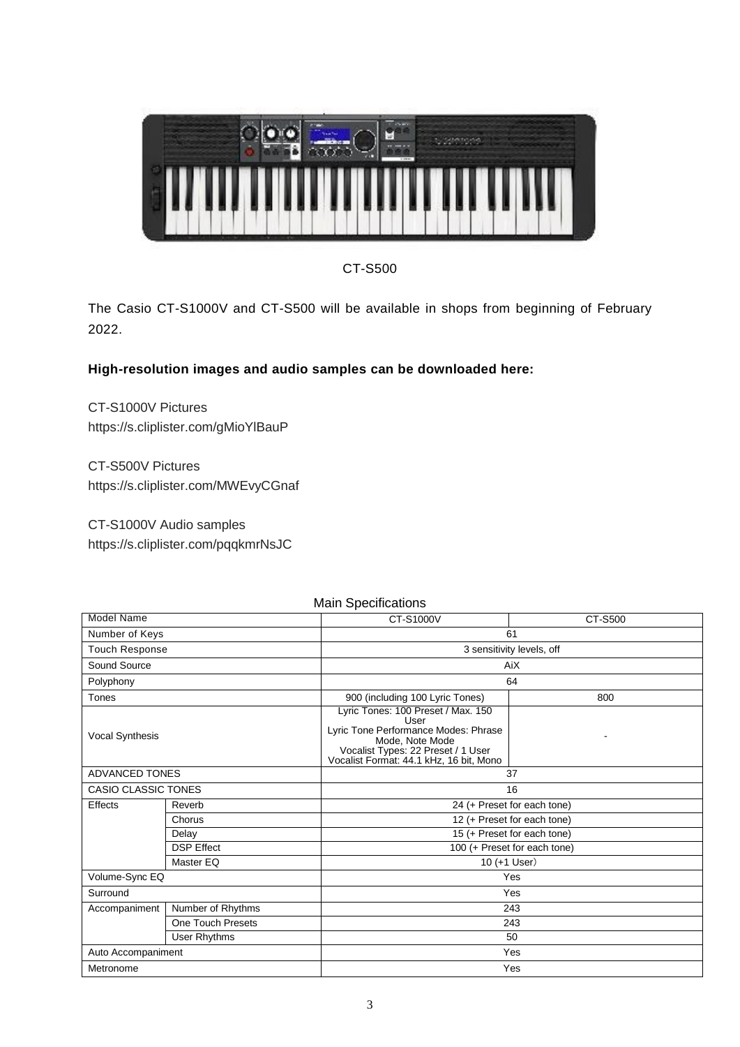CT-S500

The Casio CT-S1000V and CT-S500 will be available in shops from beginning of February 2022.

**High-resolution images and audio samples can be downloaded here:**

CT-S1000V Pictures
https://s.cliplister.com/gMioYlBauP

CT-S500V Pictures
https://s.cliplister.com/MWEvyCGnaf

CT-S1000V Audio samples
https://s.cliplister.com/pqqkmrNsJC

Main Specifications

| Model Name | | CT-S1000V | CT-S500 |
|---|---|---|---|
| Number of Keys | | 61 | |
| Touch Response | | 3 sensitivity levels, off | |
| Sound Source | | AiX | |
| Polyphony | | 64 | |
| Tones | | 900 (including 100 Lyric Tones) | 800 |
| Vocal Synthesis | | Lyric Tones: 100 Preset / Max. 150 User<br>Lyric Tone Performance Modes: Phrase Mode, Note Mode<br>Vocalist Types: 22 Preset / 1 User<br>Vocalist Format: 44.1 kHz, 16 bit, Mono | - |
| ADVANCED TONES | | 37 | |
| CASIO CLASSIC TONES | | 16 | |
| Effects | Reverb | 24 (+ Preset for each tone) | |
| | Chorus | 12 (+ Preset for each tone) | |
| | Delay | 15 (+ Preset for each tone) | |
| | DSP Effect | 100 (+ Preset for each tone) | |
| | Master EQ | 10 (+1 User) | |
| Volume-Sync EQ | | Yes | |
| Surround | | Yes | |
| Accompaniment | Number of Rhythms | 243 | |
| | One Touch Presets | 243 | |
| | User Rhythms | 50 | |
| Auto Accompaniment | | Yes | |
| Metronome | | Yes | |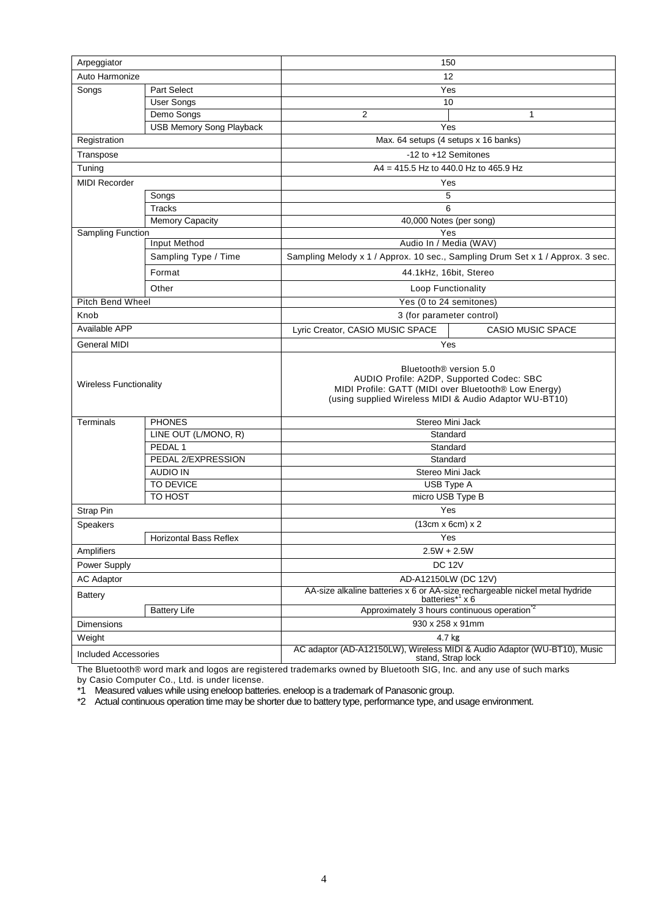| | | | |
|---|---|---|---|
| Arpeggiator | | 150 | |
| Auto Harmonize | | 12 | |
| Songs | Part Select | Yes | |
| | User Songs | 10 | |
| | Demo Songs | 2 | 1 |
| | USB Memory Song Playback | Yes | |
| Registration | | Max. 64 setups (4 setups x 16 banks) | |
| Transpose | | -12 to +12 Semitones | |
| Tuning | | A4 = 415.5 Hz to 440.0 Hz to 465.9 Hz | |
| MIDI Recorder | | Yes | |
| | Songs | 5 | |
| | Tracks | 6 | |
| | Memory Capacity | 40,000 Notes (per song) | |
| Sampling Function | | Yes | |
| | Input Method | Audio In / Media (WAV) | |
| | Sampling Type / Time | Sampling Melody x 1 / Approx. 10 sec., Sampling Drum Set x 1 / Approx. 3 sec. | |
| | Format | 44.1kHz, 16bit, Stereo | |
| | Other | Loop Functionality | |
| Pitch Bend Wheel | | Yes (0 to 24 semitones) | |
| Knob | | 3 (for parameter control) | |
| Available APP | | Lyric Creator, CASIO MUSIC SPACE | CASIO MUSIC SPACE |
| General MIDI | | Yes | |
| Wireless Functionality | | Bluetooth® version 5.0<br>AUDIO Profile: A2DP, Supported Codec: SBC<br>MIDI Profile: GATT (MIDI over Bluetooth® Low Energy)<br>(using supplied Wireless MIDI & Audio Adaptor WU-BT10) | |
| Terminals | PHONES | Stereo Mini Jack | |
| | LINE OUT (L/MONO, R) | Standard | |
| | PEDAL 1 | Standard | |
| | PEDAL 2/EXPRESSION | Standard | |
| | AUDIO IN | Stereo Mini Jack | |
| | TO DEVICE | USB Type A | |
| | TO HOST | micro USB Type B | |
| Strap Pin | | Yes | |
| Speakers | | (13cm x 6cm) x 2 | |
| | Horizontal Bass Reflex | Yes | |
| Amplifiers | | 2.5W + 2.5W | |
| Power Supply | | DC 12V | |
| AC Adaptor | | AD-A12150LW (DC 12V) | |
| Battery | | AA-size alkaline batteries x 6 or AA-size rechargeable nickel metal hydride batteries*1 x 6 | |
| | Battery Life | Approximately 3 hours continuous operation*2 | |
| Dimensions | | 930 x 258 x 91mm | |
| Weight | | 4.7 kg | |
| Included Accessories | | AC adaptor (AD-A12150LW), Wireless MIDI & Audio Adaptor (WU-BT10), Music stand, Strap lock | |

The Bluetooth® word mark and logos are registered trademarks owned by Bluetooth SIG, Inc. and any use of such marks by Casio Computer Co., Ltd. is under license.

*1 Measured values while using eneloop batteries. eneloop is a trademark of Panasonic group.

*2 Actual continuous operation time may be shorter due to battery type, performance type, and usage environment.